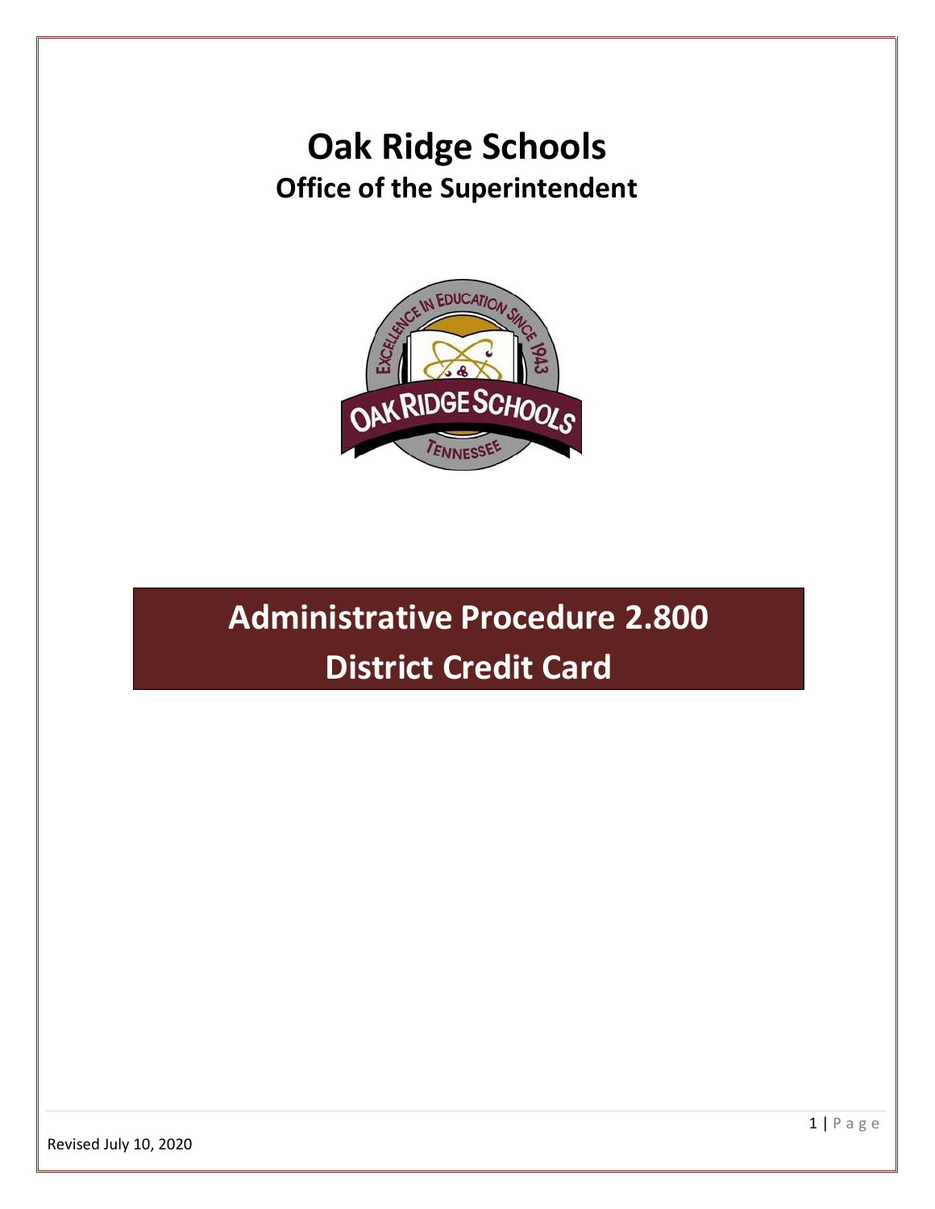# Oak Ridge Schools

## Office of the Superintendent

# Administrative Procedure 2.800

# District Credit Card

Revised July 10, 2020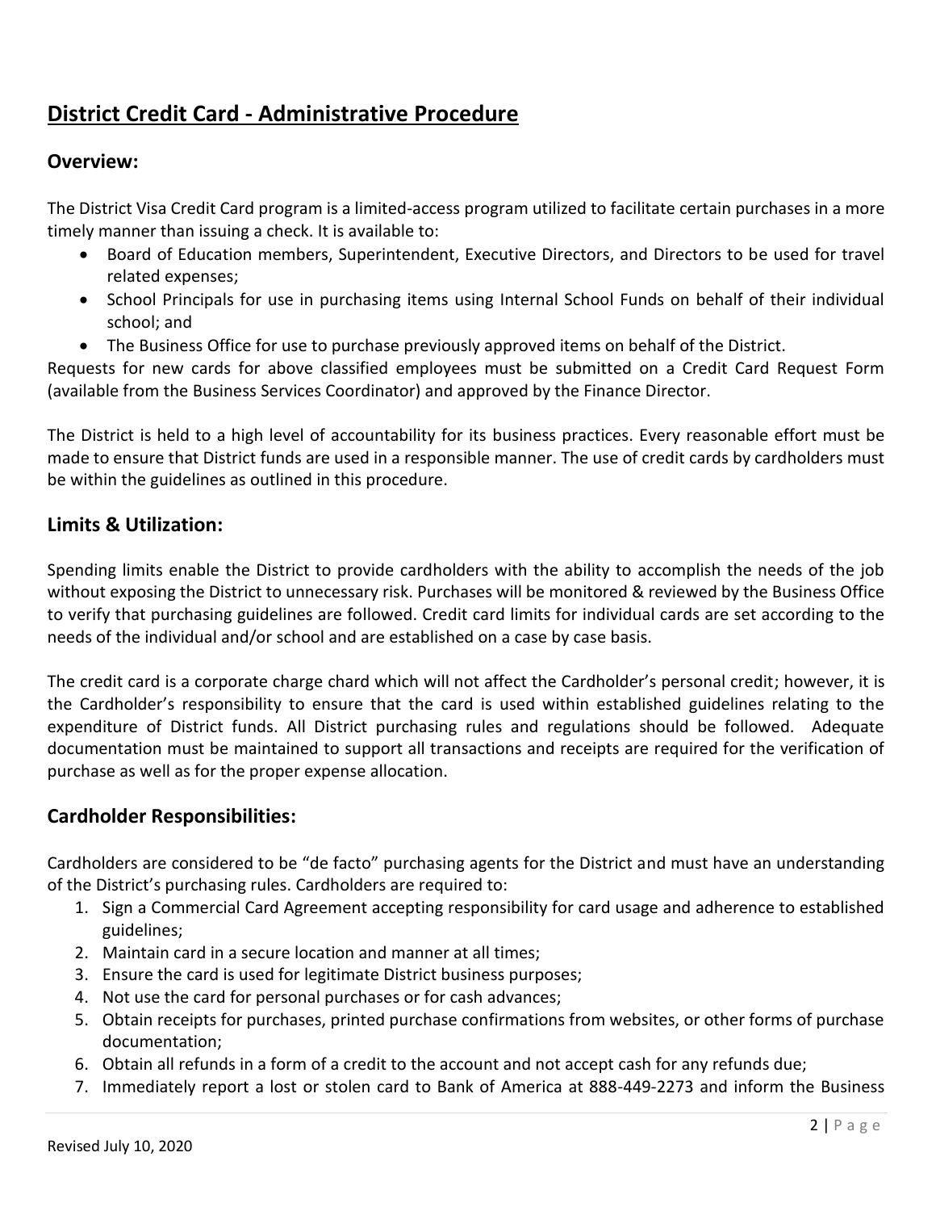# District Credit Card - Administrative Procedure

## Overview:

The District Visa Credit Card program is a limited-access program utilized to facilitate certain purchases in a more timely manner than issuing a check. It is available to:

- Board of Education members, Superintendent, Executive Directors, and Directors to be used for travel related expenses;
- School Principals for use in purchasing items using Internal School Funds on behalf of their individual school; and
- The Business Office for use to purchase previously approved items on behalf of the District.

Requests for new cards for above classified employees must be submitted on a Credit Card Request Form (available from the Business Services Coordinator) and approved by the Finance Director.

The District is held to a high level of accountability for its business practices. Every reasonable effort must be made to ensure that District funds are used in a responsible manner. The use of credit cards by cardholders must be within the guidelines as outlined in this procedure.

## Limits & Utilization:

Spending limits enable the District to provide cardholders with the ability to accomplish the needs of the job without exposing the District to unnecessary risk. Purchases will be monitored & reviewed by the Business Office to verify that purchasing guidelines are followed. Credit card limits for individual cards are set according to the needs of the individual and/or school and are established on a case by case basis.

The credit card is a corporate charge chard which will not affect the Cardholder's personal credit; however, it is the Cardholder's responsibility to ensure that the card is used within established guidelines relating to the expenditure of District funds. All District purchasing rules and regulations should be followed. Adequate documentation must be maintained to support all transactions and receipts are required for the verification of purchase as well as for the proper expense allocation.

## Cardholder Responsibilities:

Cardholders are considered to be "de facto" purchasing agents for the District and must have an understanding of the District's purchasing rules. Cardholders are required to:

1. Sign a Commercial Card Agreement accepting responsibility for card usage and adherence to established guidelines;
2. Maintain card in a secure location and manner at all times;
3. Ensure the card is used for legitimate District business purposes;
4. Not use the card for personal purchases or for cash advances;
5. Obtain receipts for purchases, printed purchase confirmations from websites, or other forms of purchase documentation;
6. Obtain all refunds in a form of a credit to the account and not accept cash for any refunds due;
7. Immediately report a lost or stolen card to Bank of America at 888-449-2273 and inform the Business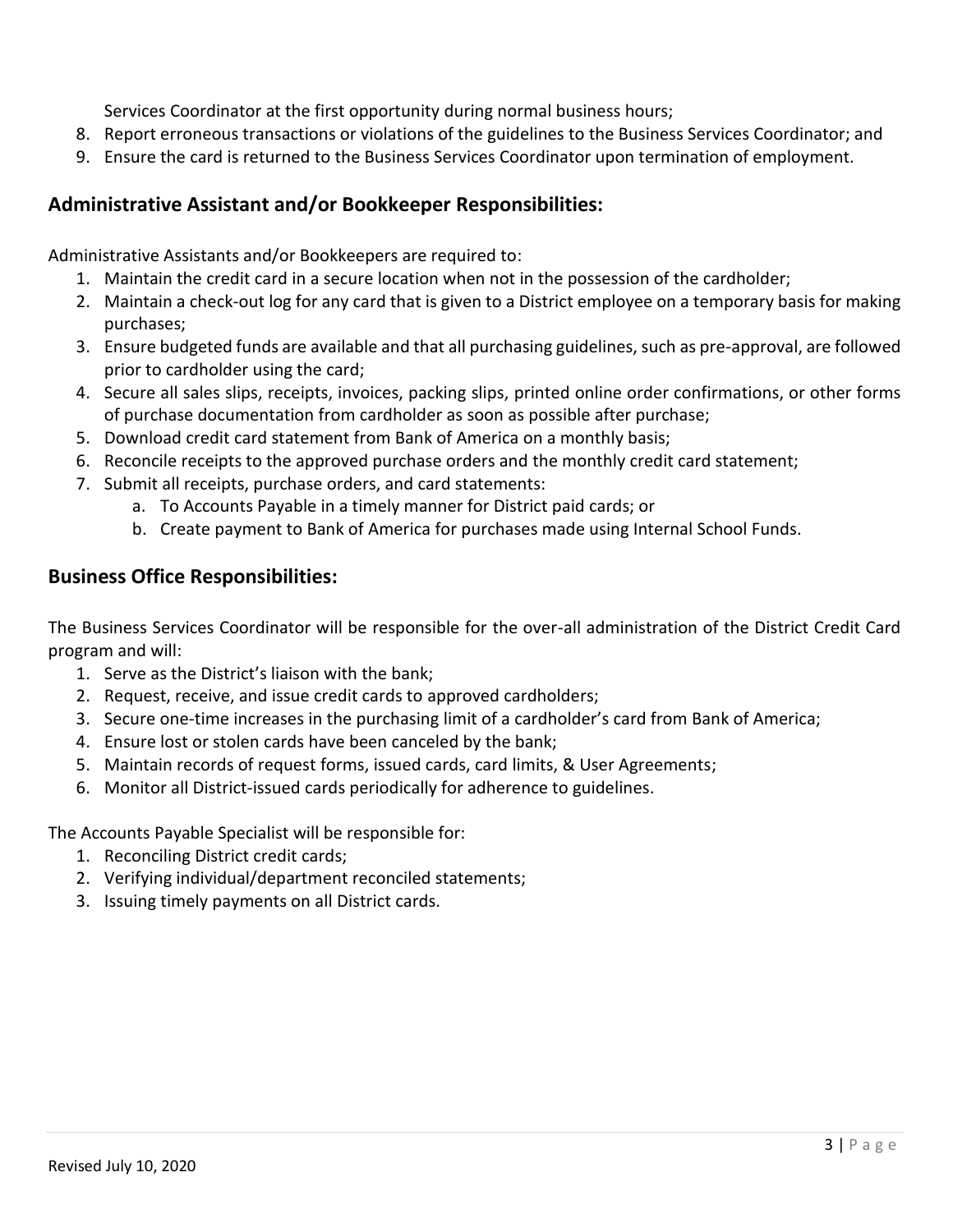Services Coordinator at the first opportunity during normal business hours;

8. Report erroneous transactions or violations of the guidelines to the Business Services Coordinator; and
9. Ensure the card is returned to the Business Services Coordinator upon termination of employment.

## Administrative Assistant and/or Bookkeeper Responsibilities:

Administrative Assistants and/or Bookkeepers are required to:

1. Maintain the credit card in a secure location when not in the possession of the cardholder;
2. Maintain a check-out log for any card that is given to a District employee on a temporary basis for making purchases;
3. Ensure budgeted funds are available and that all purchasing guidelines, such as pre-approval, are followed prior to cardholder using the card;
4. Secure all sales slips, receipts, invoices, packing slips, printed online order confirmations, or other forms of purchase documentation from cardholder as soon as possible after purchase;
5. Download credit card statement from Bank of America on a monthly basis;
6. Reconcile receipts to the approved purchase orders and the monthly credit card statement;
7. Submit all receipts, purchase orders, and card statements:
   a. To Accounts Payable in a timely manner for District paid cards; or
   b. Create payment to Bank of America for purchases made using Internal School Funds.

## Business Office Responsibilities:

The Business Services Coordinator will be responsible for the over-all administration of the District Credit Card program and will:

1. Serve as the District's liaison with the bank;
2. Request, receive, and issue credit cards to approved cardholders;
3. Secure one-time increases in the purchasing limit of a cardholder's card from Bank of America;
4. Ensure lost or stolen cards have been canceled by the bank;
5. Maintain records of request forms, issued cards, card limits, & User Agreements;
6. Monitor all District-issued cards periodically for adherence to guidelines.

The Accounts Payable Specialist will be responsible for:

1. Reconciling District credit cards;
2. Verifying individual/department reconciled statements;
3. Issuing timely payments on all District cards.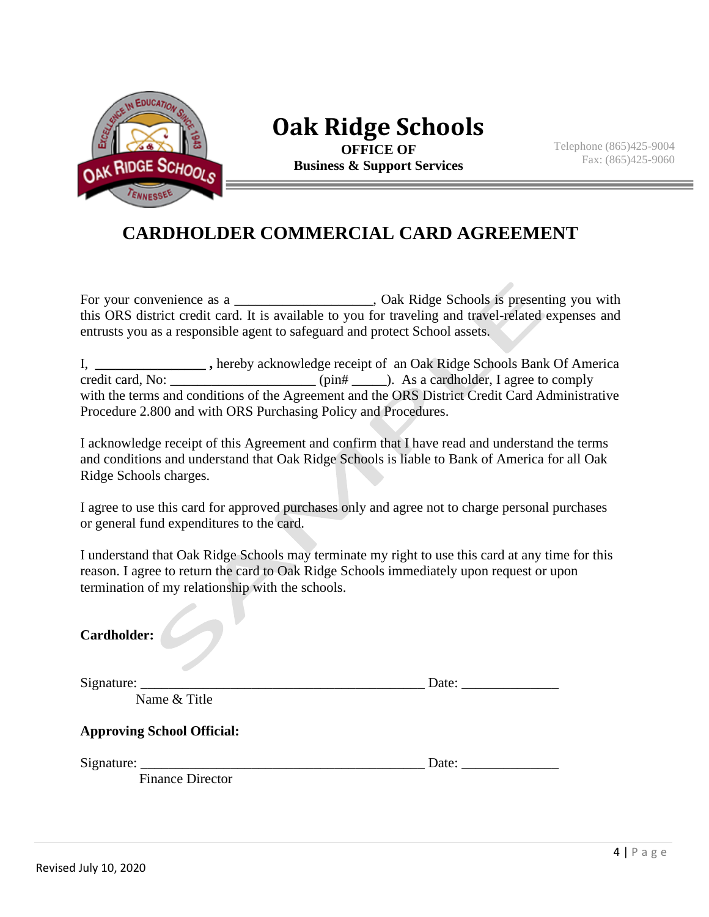# Oak Ridge Schools

**OFFICE OF**
**Business & Support Services**

Telephone (865)425-9004
Fax: (865)425-9060

## CARDHOLDER COMMERCIAL CARD AGREEMENT

For your convenience as a ___________________, Oak Ridge Schools is presenting you with this ORS district credit card. It is available to you for traveling and travel-related expenses and entrusts you as a responsible agent to safeguard and protect School assets.

I, **________________ ,** hereby acknowledge receipt of an Oak Ridge Schools Bank Of America credit card, No: _____________________ (pin# _____). As a cardholder, I agree to comply with the terms and conditions of the Agreement and the ORS District Credit Card Administrative Procedure 2.800 and with ORS Purchasing Policy and Procedures.

I acknowledge receipt of this Agreement and confirm that I have read and understand the terms and conditions and understand that Oak Ridge Schools is liable to Bank of America for all Oak Ridge Schools charges.

I agree to use this card for approved purchases only and agree not to charge personal purchases or general fund expenditures to the card.

I understand that Oak Ridge Schools may terminate my right to use this card at any time for this reason. I agree to return the card to Oak Ridge Schools immediately upon request or upon termination of my relationship with the schools.

**Cardholder:**

Signature: __________________________________________ Date: ______________
Name & Title

**Approving School Official:**

Signature: __________________________________________ Date: ______________
Finance Director

Revised July 10, 2020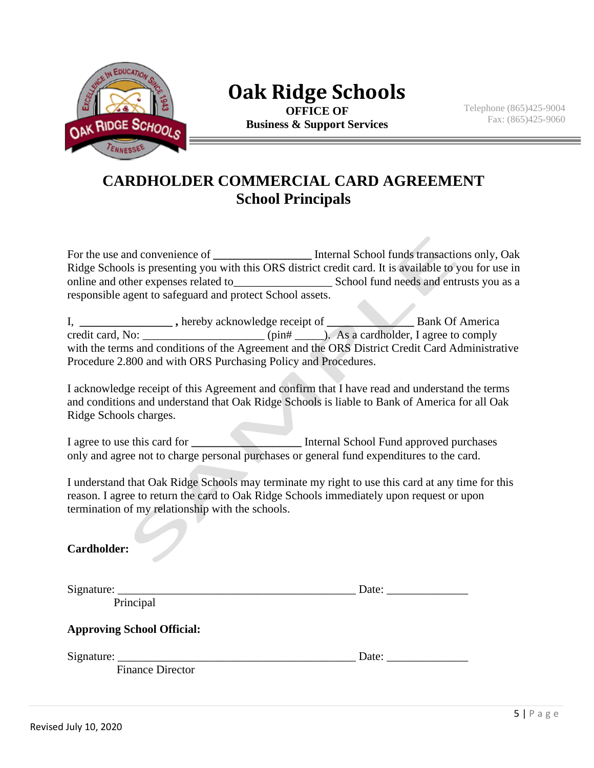# Oak Ridge Schools

**OFFICE OF**
**Business & Support Services**

Telephone (865)425-9004
Fax: (865)425-9060

## CARDHOLDER COMMERCIAL CARD AGREEMENT
## School Principals

For the use and convenience of **________________** Internal School funds transactions only, Oak Ridge Schools is presenting you with this ORS district credit card. It is available to you for use in online and other expenses related to________________ School fund needs and entrusts you as a responsible agent to safeguard and protect School assets.

I, **_______________ ,** hereby acknowledge receipt of **______________** Bank Of America credit card, No: ____________________ (pin# _____). As a cardholder, I agree to comply with the terms and conditions of the Agreement and the ORS District Credit Card Administrative Procedure 2.800 and with ORS Purchasing Policy and Procedures.

I acknowledge receipt of this Agreement and confirm that I have read and understand the terms and conditions and understand that Oak Ridge Schools is liable to Bank of America for all Oak Ridge Schools charges.

I agree to use this card for **__________________** Internal School Fund approved purchases only and agree not to charge personal purchases or general fund expenditures to the card.

I understand that Oak Ridge Schools may terminate my right to use this card at any time for this reason. I agree to return the card to Oak Ridge Schools immediately upon request or upon termination of my relationship with the schools.

**Cardholder:**

Signature: ________________________________________ Date: ______________
Principal

**Approving School Official:**

Signature: ________________________________________ Date: ______________
Finance Director

Revised July 10, 2020